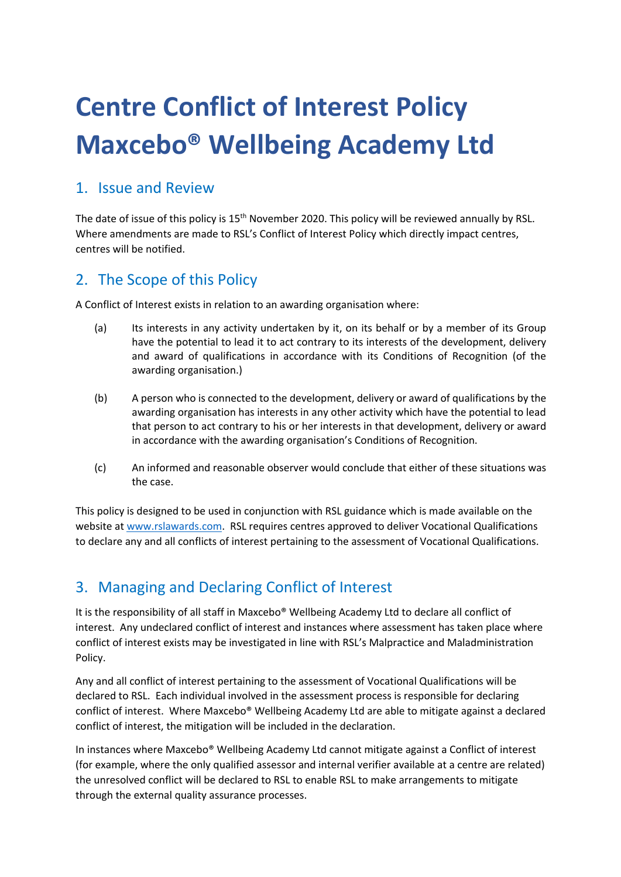# Centre Conflict of Interest Policy Maxcebo® Wellbeing Academy Ltd

## 1. Issue and Review

The date of issue of this policy is 15th November 2020. This policy will be reviewed annually by RSL. Where amendments are made to RSL's Conflict of Interest Policy which directly impact centres, centres will be notified.

## 2. The Scope of this Policy

A Conflict of Interest exists in relation to an awarding organisation where:

(a) Its interests in any activity undertaken by it, on its behalf or by a member of its Group have the potential to lead it to act contrary to its interests of the development, delivery and award of qualifications in accordance with its Conditions of Recognition (of the awarding organisation.)

(b) A person who is connected to the development, delivery or award of qualifications by the awarding organisation has interests in any other activity which have the potential to lead that person to act contrary to his or her interests in that development, delivery or award in accordance with the awarding organisation's Conditions of Recognition.

(c) An informed and reasonable observer would conclude that either of these situations was the case.

This policy is designed to be used in conjunction with RSL guidance which is made available on the website at www.rslawards.com. RSL requires centres approved to deliver Vocational Qualifications to declare any and all conflicts of interest pertaining to the assessment of Vocational Qualifications.

## 3. Managing and Declaring Conflict of Interest

It is the responsibility of all staff in Maxcebo® Wellbeing Academy Ltd to declare all conflict of interest. Any undeclared conflict of interest and instances where assessment has taken place where conflict of interest exists may be investigated in line with RSL's Malpractice and Maladministration Policy.

Any and all conflict of interest pertaining to the assessment of Vocational Qualifications will be declared to RSL. Each individual involved in the assessment process is responsible for declaring conflict of interest. Where Maxcebo® Wellbeing Academy Ltd are able to mitigate against a declared conflict of interest, the mitigation will be included in the declaration.

In instances where Maxcebo® Wellbeing Academy Ltd cannot mitigate against a Conflict of interest (for example, where the only qualified assessor and internal verifier available at a centre are related) the unresolved conflict will be declared to RSL to enable RSL to make arrangements to mitigate through the external quality assurance processes.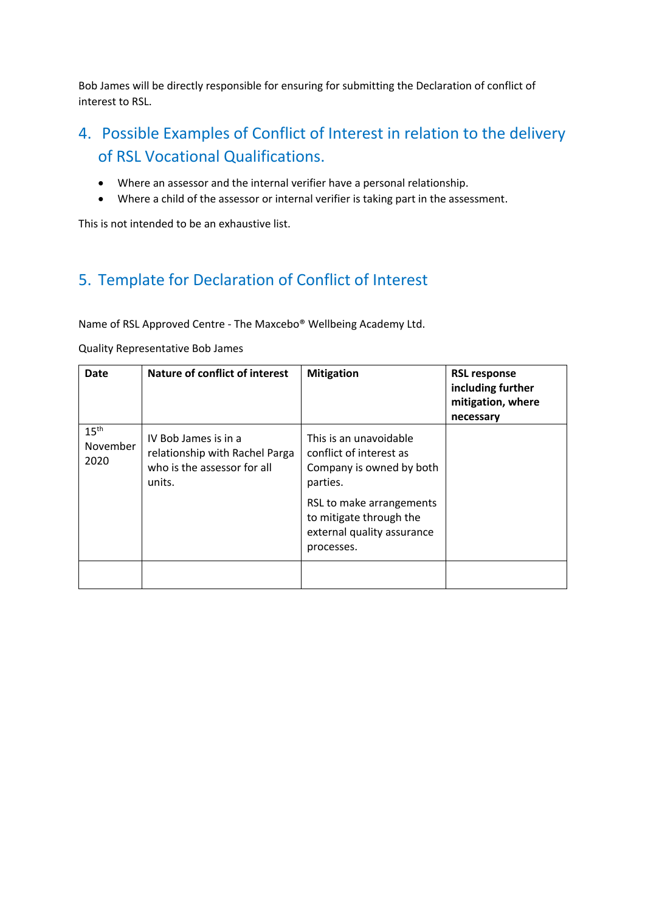Bob James will be directly responsible for ensuring for submitting the Declaration of conflict of interest to RSL.

## 4. Possible Examples of Conflict of Interest in relation to the delivery of RSL Vocational Qualifications.

- Where an assessor and the internal verifier have a personal relationship.
- Where a child of the assessor or internal verifier is taking part in the assessment.

This is not intended to be an exhaustive list.

## 5. Template for Declaration of Conflict of Interest

Name of RSL Approved Centre - The Maxcebo® Wellbeing Academy Ltd.

Quality Representative Bob James

| Date | Nature of conflict of interest | Mitigation | RSL response including further mitigation, where necessary |
|---|---|---|---|
| 15th November 2020 | IV Bob James is in a relationship with Rachel Parga who is the assessor for all units. | This is an unavoidable conflict of interest as Company is owned by both parties.<br><br>RSL to make arrangements to mitigate through the external quality assurance processes. | |
| | | | |